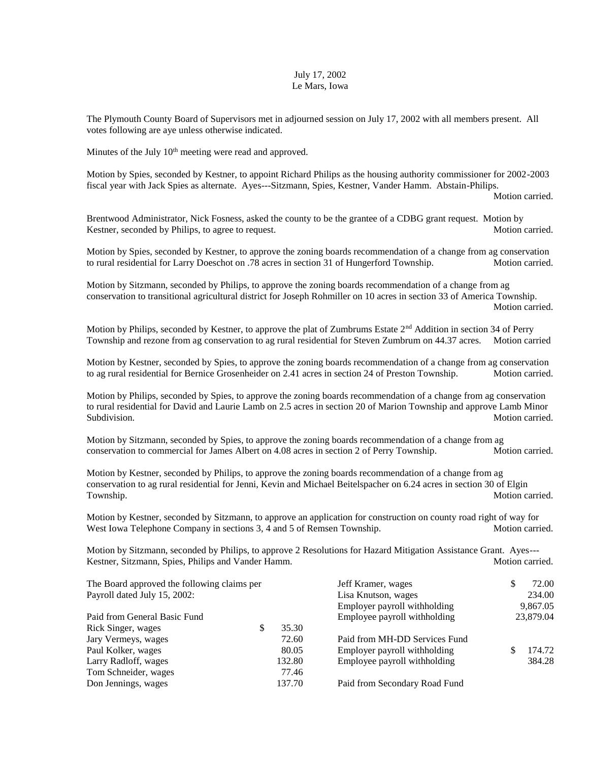July 17, 2002
Le Mars, Iowa

The Plymouth County Board of Supervisors met in adjourned session on July 17, 2002 with all members present. All votes following are aye unless otherwise indicated.

Minutes of the July 10th meeting were read and approved.

Motion by Spies, seconded by Kestner, to appoint Richard Philips as the housing authority commissioner for 2002-2003 fiscal year with Jack Spies as alternate. Ayes---Sitzmann, Spies, Kestner, Vander Hamm. Abstain-Philips. Motion carried.

Brentwood Administrator, Nick Fosness, asked the county to be the grantee of a CDBG grant request. Motion by Kestner, seconded by Philips, to agree to request. Motion carried.

Motion by Spies, seconded by Kestner, to approve the zoning boards recommendation of a change from ag conservation to rural residential for Larry Doeschot on .78 acres in section 31 of Hungerford Township. Motion carried.

Motion by Sitzmann, seconded by Philips, to approve the zoning boards recommendation of a change from ag conservation to transitional agricultural district for Joseph Rohmiller on 10 acres in section 33 of America Township. Motion carried.

Motion by Philips, seconded by Kestner, to approve the plat of Zumbrums Estate 2nd Addition in section 34 of Perry Township and rezone from ag conservation to ag rural residential for Steven Zumbrum on 44.37 acres. Motion carried

Motion by Kestner, seconded by Spies, to approve the zoning boards recommendation of a change from ag conservation to ag rural residential for Bernice Grosenheider on 2.41 acres in section 24 of Preston Township. Motion carried.

Motion by Philips, seconded by Spies, to approve the zoning boards recommendation of a change from ag conservation to rural residential for David and Laurie Lamb on 2.5 acres in section 20 of Marion Township and approve Lamb Minor Subdivision. Motion carried.

Motion by Sitzmann, seconded by Spies, to approve the zoning boards recommendation of a change from ag conservation to commercial for James Albert on 4.08 acres in section 2 of Perry Township. Motion carried.

Motion by Kestner, seconded by Philips, to approve the zoning boards recommendation of a change from ag conservation to ag rural residential for Jenni, Kevin and Michael Beitelspacher on 6.24 acres in section 30 of Elgin Township. Motion carried.

Motion by Kestner, seconded by Sitzmann, to approve an application for construction on county road right of way for West Iowa Telephone Company in sections 3, 4 and 5 of Remsen Township. Motion carried.

Motion by Sitzmann, seconded by Philips, to approve 2 Resolutions for Hazard Mitigation Assistance Grant. Ayes---Kestner, Sitzmann, Spies, Philips and Vander Hamm. Motion carried.

The Board approved the following claims per Payroll dated July 15, 2002:

Paid from General Basic Fund

| | |
|---|---|
| Rick Singer, wages | $ 35.30 |
| Jary Vermeys, wages | 72.60 |
| Paul Kolker, wages | 80.05 |
| Larry Radloff, wages | 132.80 |
| Tom Schneider, wages | 77.46 |
| Don Jennings, wages | 137.70 |
| Jeff Kramer, wages | $ 72.00 |
| Lisa Knutson, wages | 234.00 |
| Employer payroll withholding | 9,867.05 |
| Employee payroll withholding | 23,879.04 |

Paid from MH-DD Services Fund

| | |
|---|---|
| Employer payroll withholding | $ 174.72 |
| Employee payroll withholding | 384.28 |

Paid from Secondary Road Fund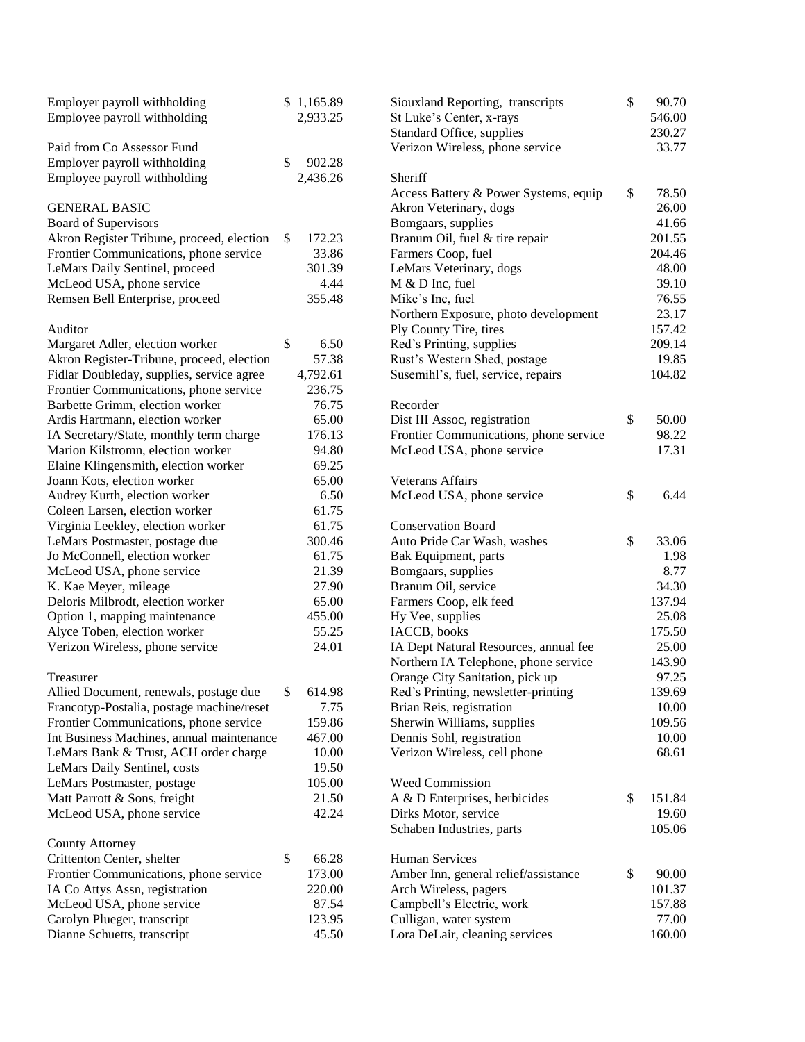| | |
|---|---|
| Employer payroll withholding | $ 1,165.89 |
| Employee payroll withholding | 2,936.25 |

Paid from Co Assessor Fund

| | |
|---|---|
| Employer payroll withholding | $ 902.28 |
| Employee payroll withholding | 2,436.26 |

GENERAL BASIC

Board of Supervisors

| | |
|---|---|
| Akron Register Tribune, proceed, election | $ 172.23 |
| Frontier Communications, phone service | 33.86 |
| LeMars Daily Sentinel, proceed | 301.39 |
| McLeod USA, phone service | 4.44 |
| Remsen Bell Enterprise, proceed | 355.48 |

Auditor

| | |
|---|---|
| Margaret Adler, election worker | $ 6.50 |
| Akron Register-Tribune, proceed, election | 57.38 |
| Fidlar Doubleday, supplies, service agree | 4,792.61 |
| Frontier Communications, phone service | 236.75 |
| Barbette Grimm, election worker | 76.75 |
| Ardis Hartmann, election worker | 65.00 |
| IA Secretary/State, monthly term charge | 176.13 |
| Marion Kilstromn, election worker | 94.80 |
| Elaine Klingensmith, election worker | 69.25 |
| Joann Kots, election worker | 65.00 |
| Audrey Kurth, election worker | 6.50 |
| Coleen Larsen, election worker | 61.75 |
| Virginia Leekley, election worker | 61.75 |
| LeMars Postmaster, postage due | 300.46 |
| Jo McConnell, election worker | 61.75 |
| McLeod USA, phone service | 21.39 |
| K. Kae Meyer, mileage | 27.90 |
| Deloris Milbrodt, election worker | 65.00 |
| Option 1, mapping maintenance | 455.00 |
| Alyce Toben, election worker | 55.25 |
| Verizon Wireless, phone service | 24.01 |

Treasurer

| | |
|---|---|
| Allied Document, renewals, postage due | $ 614.98 |
| Francotyp-Postalia, postage machine/reset | 7.75 |
| Frontier Communications, phone service | 159.86 |
| Int Business Machines, annual maintenance | 467.00 |
| LeMars Bank & Trust, ACH order charge | 10.00 |
| LeMars Daily Sentinel, costs | 19.50 |
| LeMars Postmaster, postage | 105.00 |
| Matt Parrott & Sons, freight | 21.50 |
| McLeod USA, phone service | 42.24 |

County Attorney

| | |
|---|---|
| Crittenton Center, shelter | $ 66.28 |
| Frontier Communications, phone service | 173.00 |
| IA Co Attys Assn, registration | 220.00 |
| McLeod USA, phone service | 87.54 |
| Carolyn Plueger, transcript | 123.95 |
| Dianne Schuetts, transcript | 45.50 |
| Siouxland Reporting, transcripts | $ 90.70 |
| St Luke's Center, x-rays | 546.00 |
| Standard Office, supplies | 230.27 |
| Verizon Wireless, phone service | 33.77 |

Sheriff

| | |
|---|---|
| Access Battery & Power Systems, equip | $ 78.50 |
| Akron Veterinary, dogs | 26.00 |
| Bomgaars, supplies | 41.66 |
| Branum Oil, fuel & tire repair | 201.55 |
| Farmers Coop, fuel | 204.46 |
| LeMars Veterinary, dogs | 48.00 |
| M & D Inc, fuel | 39.10 |
| Mike's Inc, fuel | 76.55 |
| Northern Exposure, photo development | 23.17 |
| Ply County Tire, tires | 157.42 |
| Red's Printing, supplies | 209.14 |
| Rust's Western Shed, postage | 19.85 |
| Susemihl's, fuel, service, repairs | 104.82 |

Recorder

| | |
|---|---|
| Dist III Assoc, registration | $ 50.00 |
| Frontier Communications, phone service | 98.22 |
| McLeod USA, phone service | 17.31 |

Veterans Affairs

| | |
|---|---|
| McLeod USA, phone service | $ 6.44 |

Conservation Board

| | |
|---|---|
| Auto Pride Car Wash, washes | $ 33.06 |
| Bak Equipment, parts | 1.98 |
| Bomgaars, supplies | 8.77 |
| Branum Oil, service | 34.30 |
| Farmers Coop, elk feed | 137.94 |
| Hy Vee, supplies | 25.08 |
| IACCB, books | 175.50 |
| IA Dept Natural Resources, annual fee | 25.00 |
| Northern IA Telephone, phone service | 143.90 |
| Orange City Sanitation, pick up | 97.25 |
| Red's Printing, newsletter-printing | 139.69 |
| Brian Reis, registration | 10.00 |
| Sherwin Williams, supplies | 109.56 |
| Dennis Sohl, registration | 10.00 |
| Verizon Wireless, cell phone | 68.61 |

Weed Commission

| | |
|---|---|
| A & D Enterprises, herbicides | $ 151.84 |
| Dirks Motor, service | 19.60 |
| Schaben Industries, parts | 105.06 |

Human Services

| | |
|---|---|
| Amber Inn, general relief/assistance | $ 90.00 |
| Arch Wireless, pagers | 101.37 |
| Campbell's Electric, work | 157.88 |
| Culligan, water system | 77.00 |
| Lora DeLair, cleaning services | 160.00 |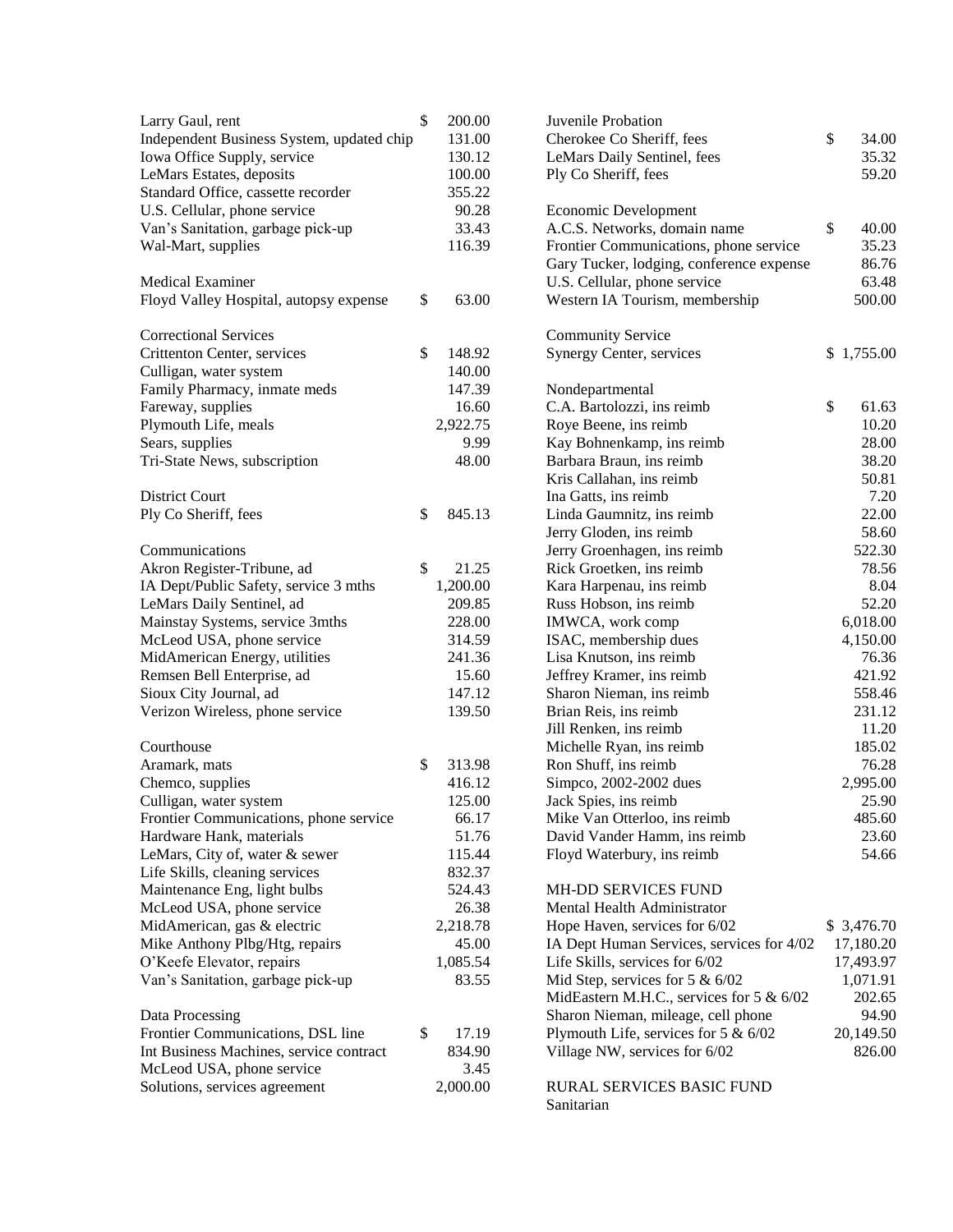| | | |
|---|---|---|
| Larry Gaul, rent | $ | 200.00 |
| Independent Business System, updated chip | | 131.00 |
| Iowa Office Supply, service | | 130.12 |
| LeMars Estates, deposits | | 100.00 |
| Standard Office, cassette recorder | | 355.22 |
| U.S. Cellular, phone service | | 90.28 |
| Van's Sanitation, garbage pick-up | | 33.43 |
| Wal-Mart, supplies | | 116.39 |

Medical Examiner

| | | |
|---|---|---|
| Floyd Valley Hospital, autopsy expense | $ | 63.00 |

Correctional Services

| | | |
|---|---|---|
| Crittenton Center, services | $ | 148.92 |
| Culligan, water system | | 140.00 |
| Family Pharmacy, inmate meds | | 147.39 |
| Fareway, supplies | | 16.60 |
| Plymouth Life, meals | | 2,922.75 |
| Sears, supplies | | 9.99 |
| Tri-State News, subscription | | 48.00 |

District Court

| | | |
|---|---|---|
| Ply Co Sheriff, fees | $ | 845.13 |

Communications

| | | |
|---|---|---|
| Akron Register-Tribune, ad | $ | 21.25 |
| IA Dept/Public Safety, service 3 mths | | 1,200.00 |
| LeMars Daily Sentinel, ad | | 209.85 |
| Mainstay Systems, service 3mths | | 228.00 |
| McLeod USA, phone service | | 314.59 |
| MidAmerican Energy, utilities | | 241.36 |
| Remsen Bell Enterprise, ad | | 15.60 |
| Sioux City Journal, ad | | 147.12 |
| Verizon Wireless, phone service | | 139.50 |

Courthouse

| | | |
|---|---|---|
| Aramark, mats | $ | 313.98 |
| Chemco, supplies | | 416.12 |
| Culligan, water system | | 125.00 |
| Frontier Communications, phone service | | 66.17 |
| Hardware Hank, materials | | 51.76 |
| LeMars, City of, water & sewer | | 115.44 |
| Life Skills, cleaning services | | 832.37 |
| Maintenance Eng, light bulbs | | 524.43 |
| McLeod USA, phone service | | 26.38 |
| MidAmerican, gas & electric | | 2,218.78 |
| Mike Anthony Plbg/Htg, repairs | | 45.00 |
| O'Keefe Elevator, repairs | | 1,085.54 |
| Van's Sanitation, garbage pick-up | | 83.55 |

Data Processing

| | | |
|---|---|---|
| Frontier Communications, DSL line | $ | 17.19 |
| Int Business Machines, service contract | | 834.90 |
| McLeod USA, phone service | | 3.45 |
| Solutions, services agreement | | 2,000.00 |

Juvenile Probation

| | | |
|---|---|---|
| Cherokee Co Sheriff, fees | $ | 34.00 |
| LeMars Daily Sentinel, fees | | 35.32 |
| Ply Co Sheriff, fees | | 59.20 |

Economic Development

| | | |
|---|---|---|
| A.C.S. Networks, domain name | $ | 40.00 |
| Frontier Communications, phone service | | 35.23 |
| Gary Tucker, lodging, conference expense | | 86.76 |
| U.S. Cellular, phone service | | 63.48 |
| Western IA Tourism, membership | | 500.00 |

Community Service

| | | |
|---|---|---|
| Synergy Center, services | $ | 1,755.00 |

Nondepartmental

| | | |
|---|---|---|
| C.A. Bartolozzi, ins reimb | $ | 61.63 |
| Roye Beene, ins reimb | | 10.20 |
| Kay Bohnenkamp, ins reimb | | 28.00 |
| Barbara Braun, ins reimb | | 38.20 |
| Kris Callahan, ins reimb | | 50.81 |
| Ina Gatts, ins reimb | | 7.20 |
| Linda Gaumnitz, ins reimb | | 22.00 |
| Jerry Gloden, ins reimb | | 58.60 |
| Jerry Groenhagen, ins reimb | | 522.30 |
| Rick Groetken, ins reimb | | 78.56 |
| Kara Harpenau, ins reimb | | 8.04 |
| Russ Hobson, ins reimb | | 52.20 |
| IMWCA, work comp | | 6,018.00 |
| ISAC, membership dues | | 4,150.00 |
| Lisa Knutson, ins reimb | | 76.36 |
| Jeffrey Kramer, ins reimb | | 421.92 |
| Sharon Nieman, ins reimb | | 558.46 |
| Brian Reis, ins reimb | | 231.12 |
| Jill Renken, ins reimb | | 11.20 |
| Michelle Ryan, ins reimb | | 185.02 |
| Ron Shuff, ins reimb | | 76.28 |
| Simpco, 2002-2002 dues | | 2,995.00 |
| Jack Spies, ins reimb | | 25.90 |
| Mike Van Otterloo, ins reimb | | 485.60 |
| David Vander Hamm, ins reimb | | 23.60 |
| Floyd Waterbury, ins reimb | | 54.66 |

MH-DD SERVICES FUND

Mental Health Administrator

| | | |
|---|---|---|
| Hope Haven, services for 6/02 | $ | 3,476.70 |
| IA Dept Human Services, services for 4/02 | | 17,180.20 |
| Life Skills, services for 6/02 | | 17,493.97 |
| Mid Step, services for 5 & 6/02 | | 1,071.91 |
| MidEastern M.H.C., services for 5 & 6/02 | | 202.65 |
| Sharon Nieman, mileage, cell phone | | 94.90 |
| Plymouth Life, services for 5 & 6/02 | | 20,149.50 |
| Village NW, services for 6/02 | | 826.00 |

RURAL SERVICES BASIC FUND

Sanitarian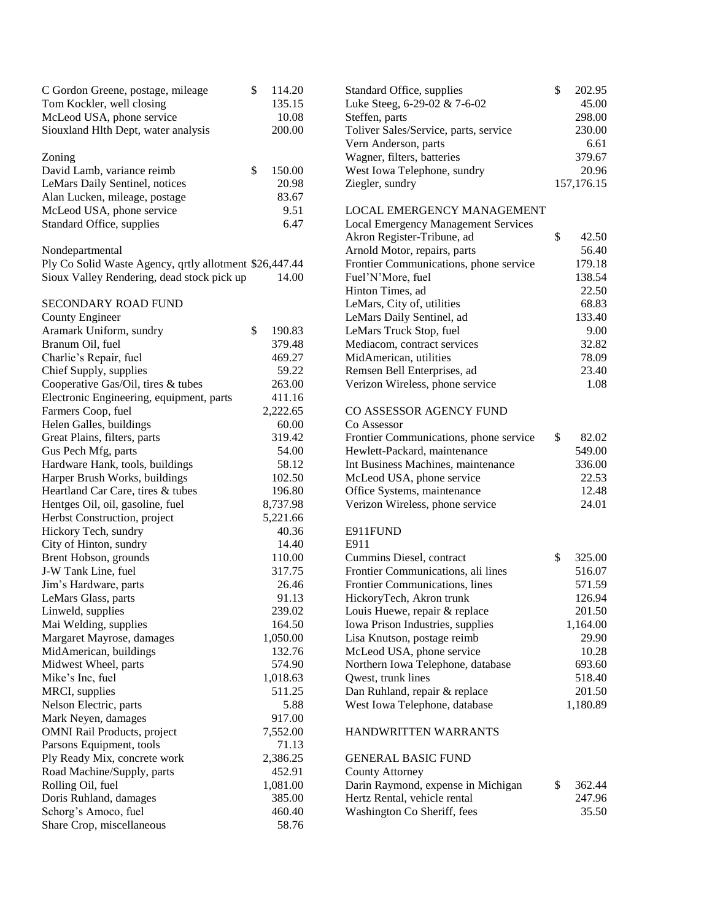| | |
|---|---|
| C Gordon Greene, postage, mileage | $ 114.20 |
| Tom Kockler, well closing | 135.15 |
| McLeod USA, phone service | 10.08 |
| Siouxland Hlth Dept, water analysis | 200.00 |

Zoning

| | |
|---|---|
| David Lamb, variance reimb | $ 150.00 |
| LeMars Daily Sentinel, notices | 20.98 |
| Alan Lucken, mileage, postage | 83.67 |
| McLeod USA, phone service | 9.51 |
| Standard Office, supplies | 6.47 |

Nondepartmental

| | |
|---|---|
| Ply Co Solid Waste Agency, qrtly allotment | $26,447.44 |
| Sioux Valley Rendering, dead stock pick up | 14.00 |

SECONDARY ROAD FUND

County Engineer

| | |
|---|---|
| Aramark Uniform, sundry | $ 190.83 |
| Branum Oil, fuel | 379.48 |
| Charlie's Repair, fuel | 469.27 |
| Chief Supply, supplies | 59.22 |
| Cooperative Gas/Oil, tires & tubes | 263.00 |
| Electronic Engineering, equipment, parts | 411.16 |
| Farmers Coop, fuel | 2,222.65 |
| Helen Galles, buildings | 60.00 |
| Great Plains, filters, parts | 319.42 |
| Gus Pech Mfg, parts | 54.00 |
| Hardware Hank, tools, buildings | 58.12 |
| Harper Brush Works, buildings | 102.50 |
| Heartland Car Care, tires & tubes | 196.80 |
| Hentges Oil, oil, gasoline, fuel | 8,737.98 |
| Herbst Construction, project | 5,221.66 |
| Hickory Tech, sundry | 40.36 |
| City of Hinton, sundry | 14.40 |
| Brent Hobson, grounds | 110.00 |
| J-W Tank Line, fuel | 317.75 |
| Jim's Hardware, parts | 26.46 |
| LeMars Glass, parts | 91.13 |
| Linweld, supplies | 239.02 |
| Mai Welding, supplies | 164.50 |
| Margaret Mayrose, damages | 1,050.00 |
| MidAmerican, buildings | 132.76 |
| Midwest Wheel, parts | 574.90 |
| Mike's Inc, fuel | 1,018.63 |
| MRCI, supplies | 511.25 |
| Nelson Electric, parts | 5.88 |
| Mark Neyen, damages | 917.00 |
| OMNI Rail Products, project | 7,552.00 |
| Parsons Equipment, tools | 71.13 |
| Ply Ready Mix, concrete work | 2,386.25 |
| Road Machine/Supply, parts | 452.91 |
| Rolling Oil, fuel | 1,081.00 |
| Doris Ruhland, damages | 385.00 |
| Schorg's Amoco, fuel | 460.40 |
| Share Crop, miscellaneous | 58.76 |
| Standard Office, supplies | $ 202.95 |
| Luke Steeg, 6-29-02 & 7-6-02 | 45.00 |
| Steffen, parts | 298.00 |
| Toliver Sales/Service, parts, service | 230.00 |
| Vern Anderson, parts | 6.61 |
| Wagner, filters, batteries | 379.67 |
| West Iowa Telephone, sundry | 20.96 |
| Ziegler, sundry | 157,176.15 |

LOCAL EMERGENCY MANAGEMENT

Local Emergency Management Services

| | |
|---|---|
| Akron Register-Tribune, ad | $ 42.50 |
| Arnold Motor, repairs, parts | 56.40 |
| Frontier Communications, phone service | 179.18 |
| Fuel'N'More, fuel | 138.54 |
| Hinton Times, ad | 22.50 |
| LeMars, City of, utilities | 68.83 |
| LeMars Daily Sentinel, ad | 133.40 |
| LeMars Truck Stop, fuel | 9.00 |
| Mediacom, contract services | 32.82 |
| MidAmerican, utilities | 78.09 |
| Remsen Bell Enterprises, ad | 23.40 |
| Verizon Wireless, phone service | 1.08 |

CO ASSESSOR AGENCY FUND

Co Assessor

| | |
|---|---|
| Frontier Communications, phone service | $ 82.02 |
| Hewlett-Packard, maintenance | 549.00 |
| Int Business Machines, maintenance | 336.00 |
| McLeod USA, phone service | 22.53 |
| Office Systems, maintenance | 12.48 |
| Verizon Wireless, phone service | 24.01 |

E911FUND

E911

| | |
|---|---|
| Cummins Diesel, contract | $ 325.00 |
| Frontier Communications, ali lines | 516.07 |
| Frontier Communications, lines | 571.59 |
| HickoryTech, Akron trunk | 126.94 |
| Louis Huewe, repair & replace | 201.50 |
| Iowa Prison Industries, supplies | 1,164.00 |
| Lisa Knutson, postage reimb | 29.90 |
| McLeod USA, phone service | 10.28 |
| Northern Iowa Telephone, database | 693.60 |
| Qwest, trunk lines | 518.40 |
| Dan Ruhland, repair & replace | 201.50 |
| West Iowa Telephone, database | 1,180.89 |

HANDWRITTEN WARRANTS

GENERAL BASIC FUND

County Attorney

| | |
|---|---|
| Darin Raymond, expense in Michigan | $ 362.44 |
| Hertz Rental, vehicle rental | 247.96 |
| Washington Co Sheriff, fees | 35.50 |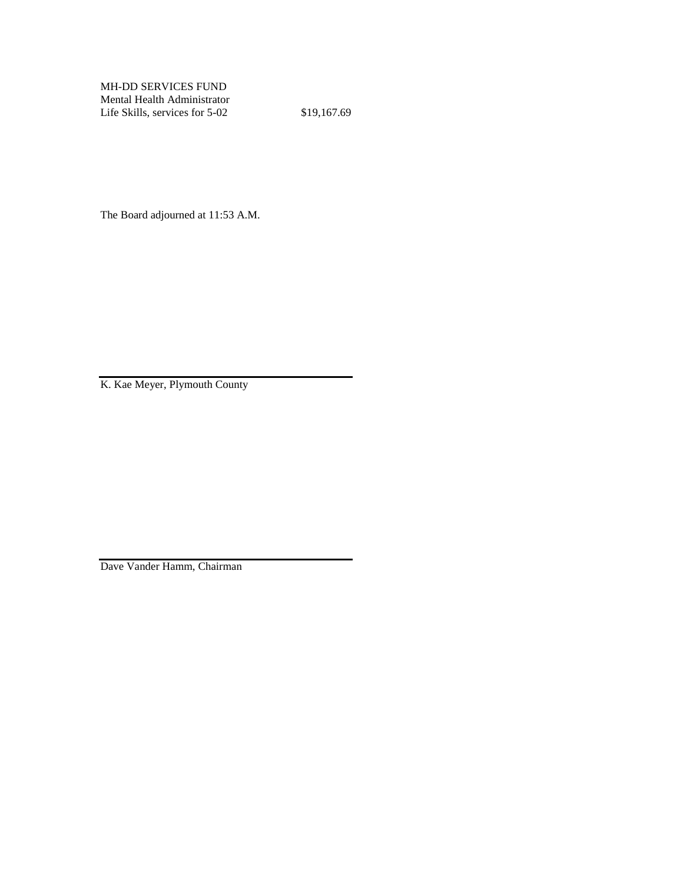MH-DD SERVICES FUND
Mental Health Administrator
Life Skills, services for 5-02 $19,167.69

The Board adjourned at 11:53 A.M.

K. Kae Meyer, Plymouth County

Dave Vander Hamm, Chairman